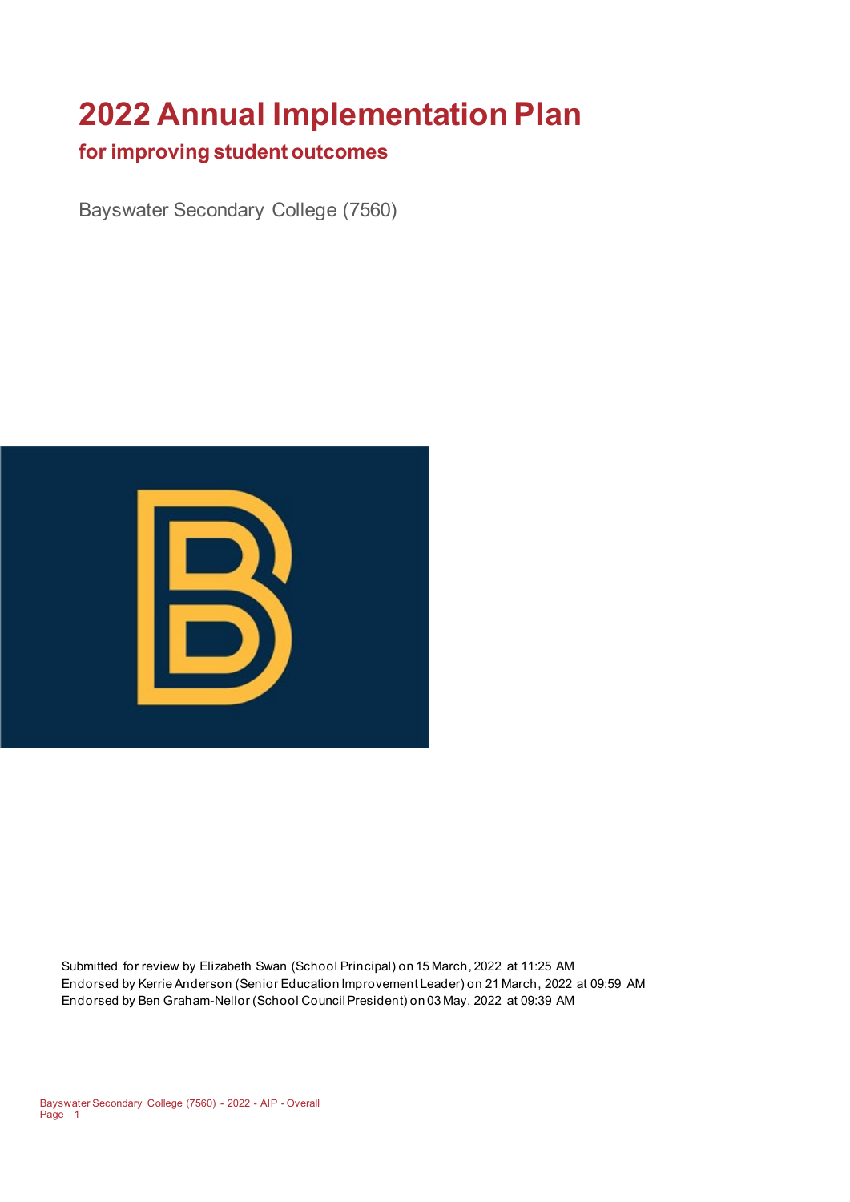# 2022 Annual Implementation Plan

## for improving student outcomes

Bayswater Secondary College (7560)

Submitted for review by Elizabeth Swan (School Principal) on 15 March, 2022 at 11:25 AM
Endorsed by Kerrie Anderson (Senior Education Improvement Leader) on 21 March, 2022 at 09:59 AM
Endorsed by Ben Graham-Nellor (School Council President) on 03 May, 2022 at 09:39 AM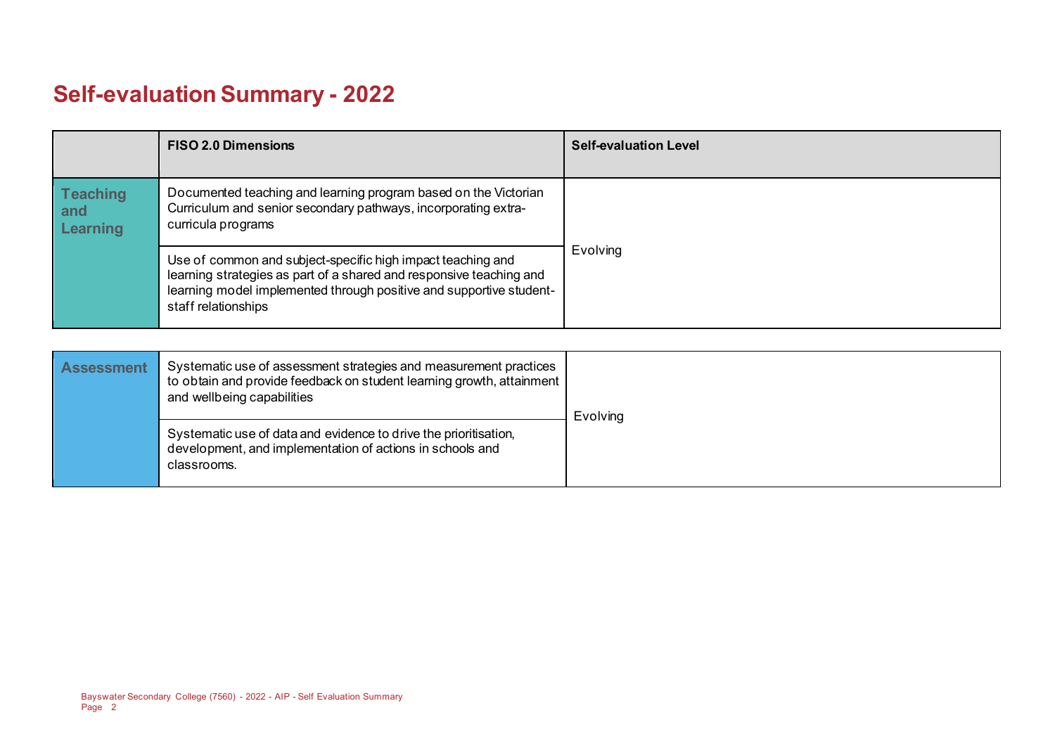# Self-evaluation Summary - 2022

| | FISO 2.0 Dimensions | Self-evaluation Level |
|---|---|---|
| **Teaching and Learning** | Documented teaching and learning program based on the Victorian Curriculum and senior secondary pathways, incorporating extra-curricula programs | Evolving |
| | Use of common and subject-specific high impact teaching and learning strategies as part of a shared and responsive teaching and learning model implemented through positive and supportive student-staff relationships | |

| | | |
|---|---|---|
| **Assessment** | Systematic use of assessment strategies and measurement practices to obtain and provide feedback on student learning growth, attainment and wellbeing capabilities | Evolving |
| | Systematic use of data and evidence to drive the prioritisation, development, and implementation of actions in schools and classrooms. | |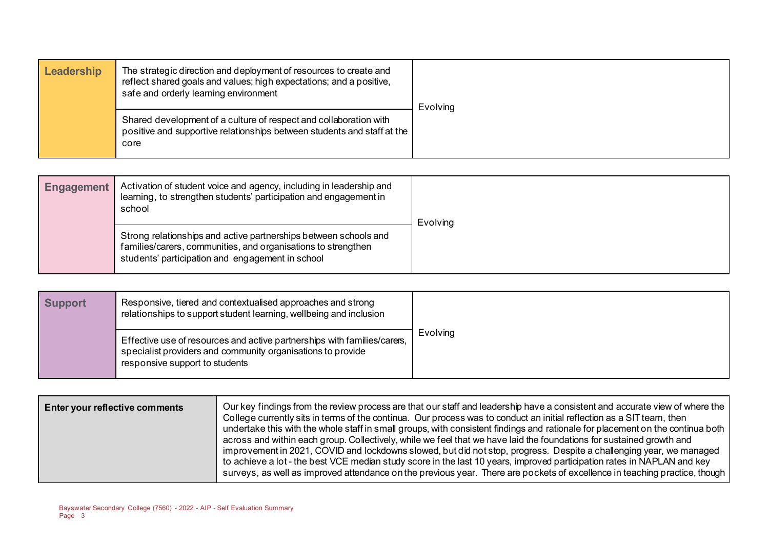| | | |
|---|---|---|
| **Leadership** | The strategic direction and deployment of resources to create and reflect shared goals and values; high expectations; and a positive, safe and orderly learning environment | Evolving |
| | Shared development of a culture of respect and collaboration with positive and supportive relationships between students and staff at the core | |

| | | |
|---|---|---|
| **Engagement** | Activation of student voice and agency, including in leadership and learning, to strengthen students' participation and engagement in school | Evolving |
| | Strong relationships and active partnerships between schools and families/carers, communities, and organisations to strengthen students' participation and engagement in school | |

| | | |
|---|---|---|
| **Support** | Responsive, tiered and contextualised approaches and strong relationships to support student learning, wellbeing and inclusion | Evolving |
| | Effective use of resources and active partnerships with families/carers, specialist providers and community organisations to provide responsive support to students | |

| | |
|---|---|
| **Enter your reflective comments** | Our key findings from the review process are that our staff and leadership have a consistent and accurate view of where the College currently sits in terms of the continua. Our process was to conduct an initial reflection as a SIT team, then undertake this with the whole staff in small groups, with consistent findings and rationale for placement on the continua both across and within each group. Collectively, while we feel that we have laid the foundations for sustained growth and improvement in 2021, COVID and lockdowns slowed, but did not stop, progress. Despite a challenging year, we managed to achieve a lot - the best VCE median study score in the last 10 years, improved participation rates in NAPLAN and key surveys, as well as improved attendance on the previous year. There are pockets of excellence in teaching practice, though |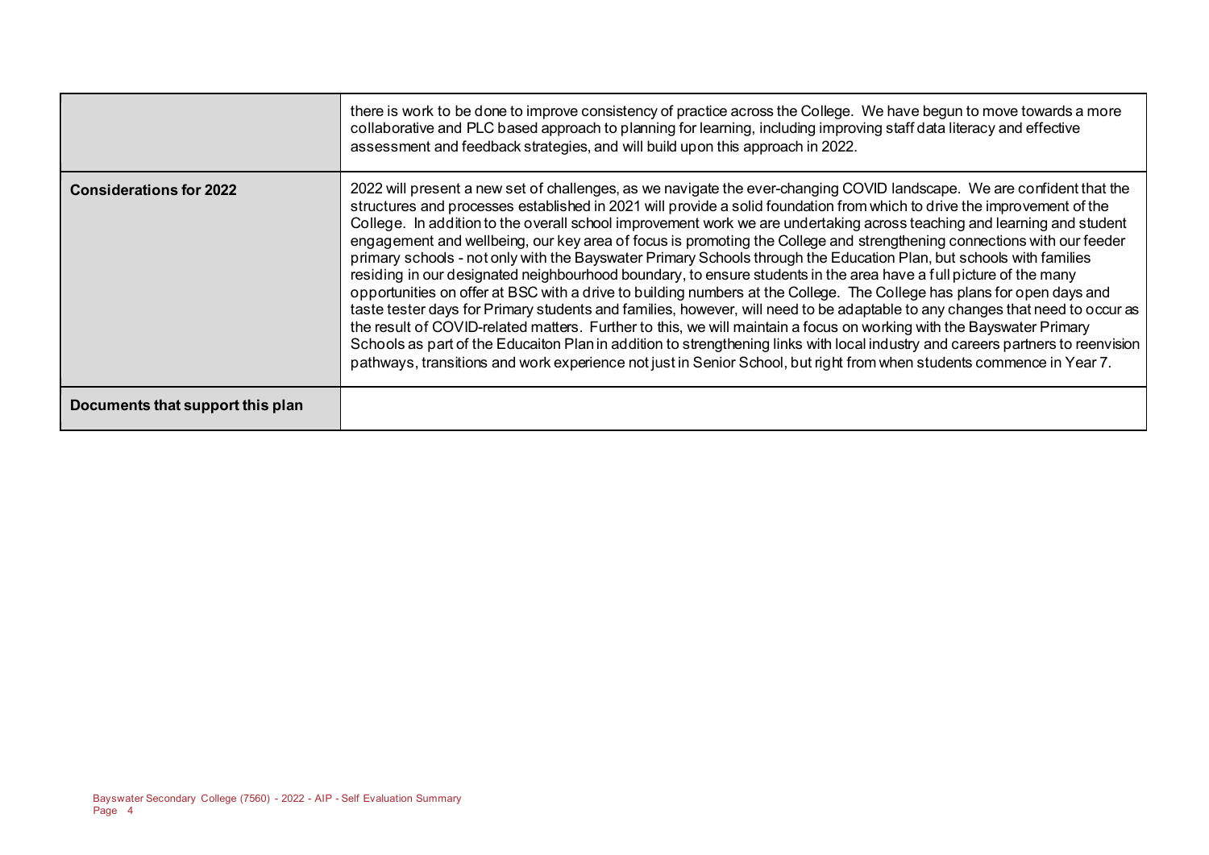| | |
|---|---|
| | there is work to be done to improve consistency of practice across the College. We have begun to move towards a more collaborative and PLC based approach to planning for learning, including improving staff data literacy and effective assessment and feedback strategies, and will build upon this approach in 2022. |
| **Considerations for 2022** | 2022 will present a new set of challenges, as we navigate the ever-changing COVID landscape. We are confident that the structures and processes established in 2021 will provide a solid foundation from which to drive the improvement of the College. In addition to the overall school improvement work we are undertaking across teaching and learning and student engagement and wellbeing, our key area of focus is promoting the College and strengthening connections with our feeder primary schools - not only with the Bayswater Primary Schools through the Education Plan, but schools with families residing in our designated neighbourhood boundary, to ensure students in the area have a full picture of the many opportunities on offer at BSC with a drive to building numbers at the College. The College has plans for open days and taste tester days for Primary students and families, however, will need to be adaptable to any changes that need to occur as the result of COVID-related matters. Further to this, we will maintain a focus on working with the Bayswater Primary Schools as part of the Educaiton Plan in addition to strengthening links with local industry and careers partners to reenvision pathways, transitions and work experience not just in Senior School, but right from when students commence in Year 7. |
| **Documents that support this plan** | |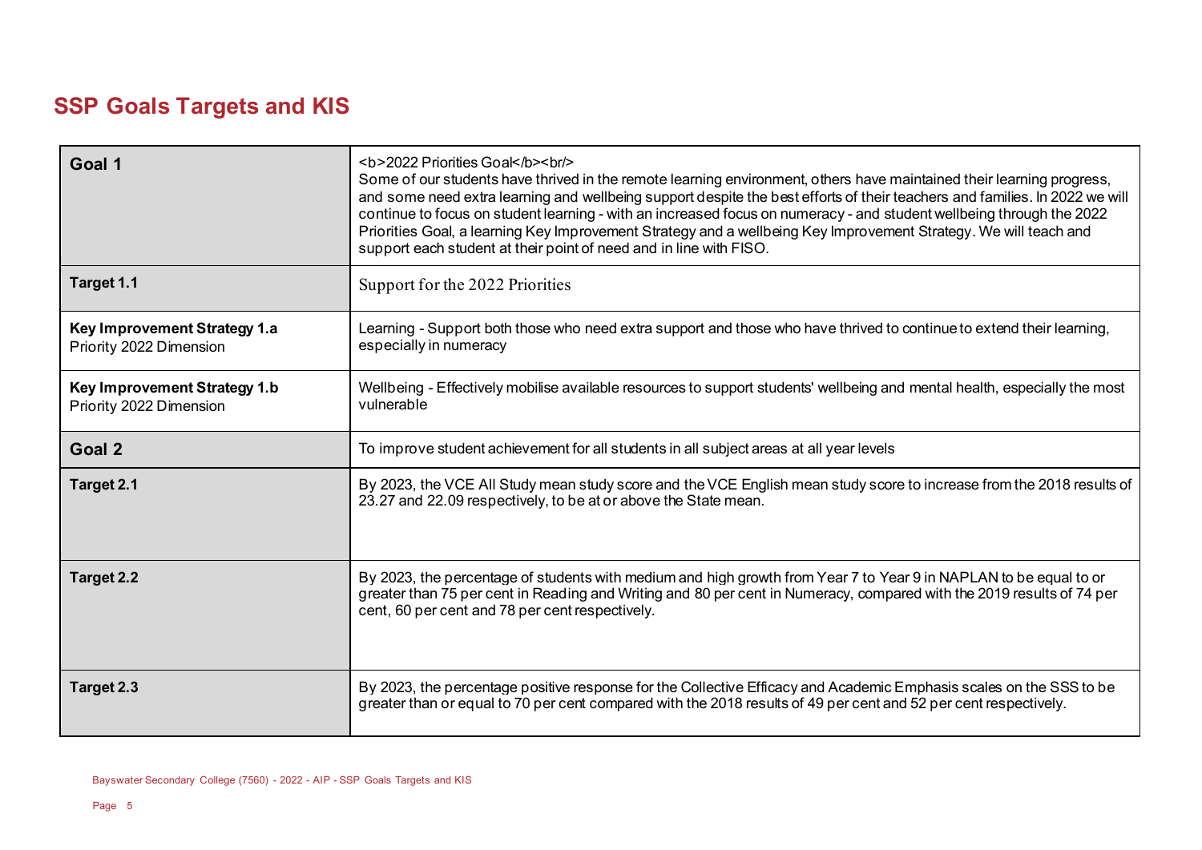## SSP Goals Targets and KIS

| | |
|---|---|
| **Goal 1** | <b>2022 Priorities Goal</b><br/> Some of our students have thrived in the remote learning environment, others have maintained their learning progress, and some need extra learning and wellbeing support despite the best efforts of their teachers and families. In 2022 we will continue to focus on student learning - with an increased focus on numeracy - and student wellbeing through the 2022 Priorities Goal, a learning Key Improvement Strategy and a wellbeing Key Improvement Strategy. We will teach and support each student at their point of need and in line with FISO. |
| **Target 1.1** | Support for the 2022 Priorities |
| **Key Improvement Strategy 1.a** Priority 2022 Dimension | Learning - Support both those who need extra support and those who have thrived to continue to extend their learning, especially in numeracy |
| **Key Improvement Strategy 1.b** Priority 2022 Dimension | Wellbeing - Effectively mobilise available resources to support students' wellbeing and mental health, especially the most vulnerable |
| **Goal 2** | To improve student achievement for all students in all subject areas at all year levels |
| **Target 2.1** | By 2023, the VCE All Study mean study score and the VCE English mean study score to increase from the 2018 results of 23.27 and 22.09 respectively, to be at or above the State mean. |
| **Target 2.2** | By 2023, the percentage of students with medium and high growth from Year 7 to Year 9 in NAPLAN to be equal to or greater than 75 per cent in Reading and Writing and 80 per cent in Numeracy, compared with the 2019 results of 74 per cent, 60 per cent and 78 per cent respectively. |
| **Target 2.3** | By 2023, the percentage positive response for the Collective Efficacy and Academic Emphasis scales on the SSS to be greater than or equal to 70 per cent compared with the 2018 results of 49 per cent and 52 per cent respectively. |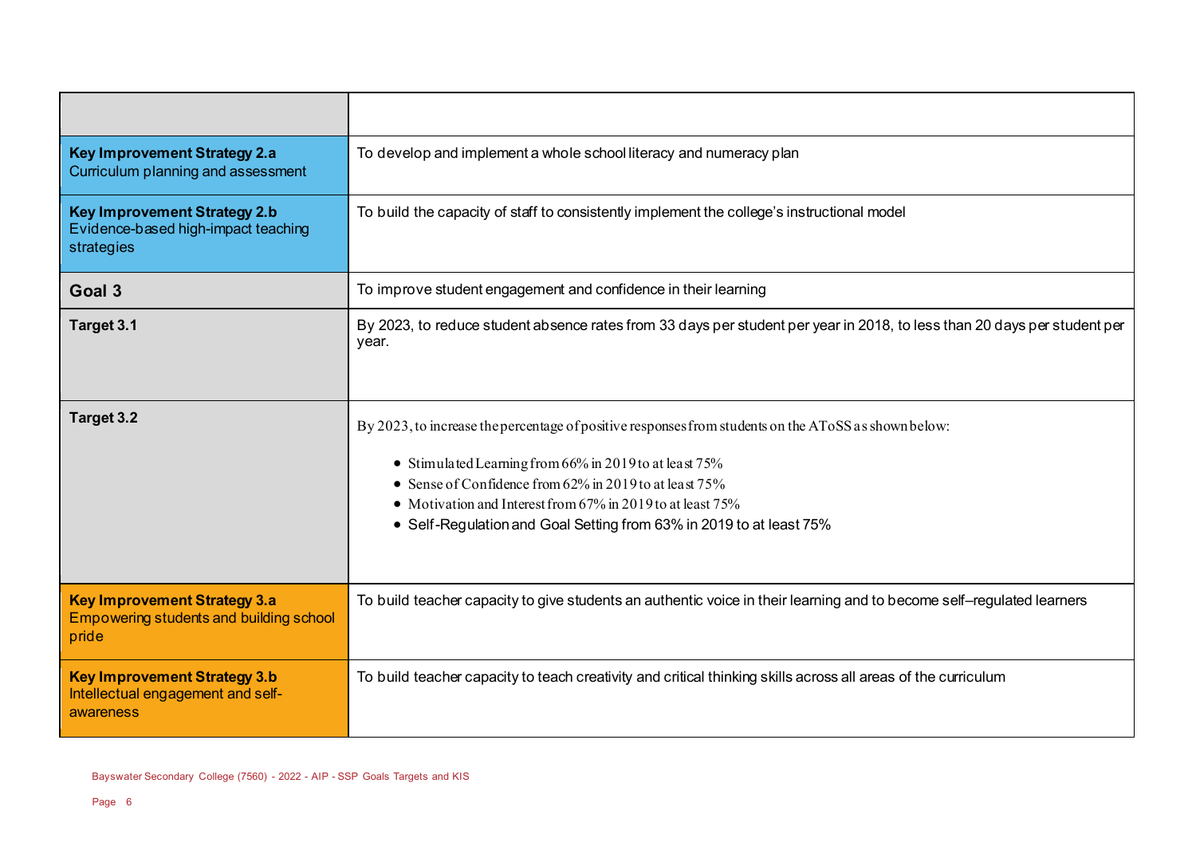| | |
|---|---|
| **Key Improvement Strategy 2.a** Curriculum planning and assessment | To develop and implement a whole school literacy and numeracy plan |
| **Key Improvement Strategy 2.b** Evidence-based high-impact teaching strategies | To build the capacity of staff to consistently implement the college's instructional model |
| **Goal 3** | To improve student engagement and confidence in their learning |
| **Target 3.1** | By 2023, to reduce student absence rates from 33 days per student per year in 2018, to less than 20 days per student per year. |
| **Target 3.2** | By 2023, to increase the percentage of positive responses from students on the AToSS as shown below:<br><br>• Stimulated Learning from 66% in 2019 to at least 75%<br>• Sense of Confidence from 62% in 2019 to at least 75%<br>• Motivation and Interest from 67% in 2019 to at least 75%<br>• Self-Regulation and Goal Setting from 63% in 2019 to at least 75% |
| **Key Improvement Strategy 3.a** Empowering students and building school pride | To build teacher capacity to give students an authentic voice in their learning and to become self–regulated learners |
| **Key Improvement Strategy 3.b** Intellectual engagement and self-awareness | To build teacher capacity to teach creativity and critical thinking skills across all areas of the curriculum |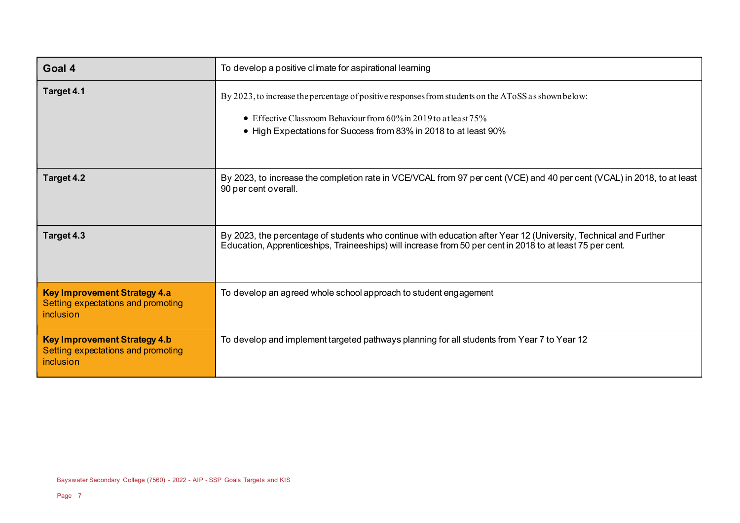| Goal 4 | To develop a positive climate for aspirational learning |
|---|---|
| **Target 4.1** | By 2023, to increase the percentage of positive responses from students on the AToSS as shown below:<br><br>• Effective Classroom Behaviour from 60% in 2019 to at least 75%<br>• High Expectations for Success from 83% in 2018 to at least 90% |
| **Target 4.2** | By 2023, to increase the completion rate in VCE/VCAL from 97 per cent (VCE) and 40 per cent (VCAL) in 2018, to at least 90 per cent overall. |
| **Target 4.3** | By 2023, the percentage of students who continue with education after Year 12 (University, Technical and Further Education, Apprenticeships, Traineeships) will increase from 50 per cent in 2018 to at least 75 per cent. |
| **Key Improvement Strategy 4.a**<br>Setting expectations and promoting inclusion | To develop an agreed whole school approach to student engagement |
| **Key Improvement Strategy 4.b**<br>Setting expectations and promoting inclusion | To develop and implement targeted pathways planning for all students from Year 7 to Year 12 |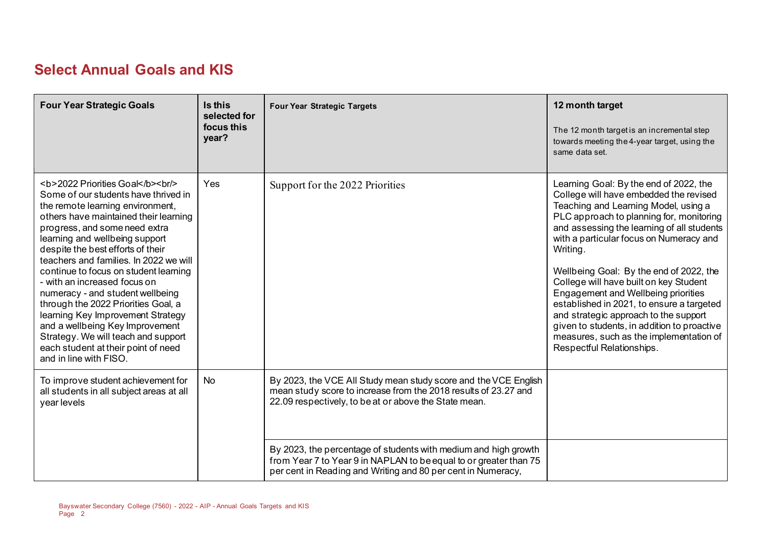## Select Annual Goals and KIS

| Four Year Strategic Goals | Is this selected for focus this year? | Four Year Strategic Targets | 12 month target<br>The 12 month target is an incremental step towards meeting the 4-year target, using the same data set. |
|---|---|---|---|
| <b>2022 Priorities Goal</b><br/> Some of our students have thrived in the remote learning environment, others have maintained their learning progress, and some need extra learning and wellbeing support despite the best efforts of their teachers and families. In 2022 we will continue to focus on student learning - with an increased focus on numeracy - and student wellbeing through the 2022 Priorities Goal, a learning Key Improvement Strategy and a wellbeing Key Improvement Strategy. We will teach and support each student at their point of need and in line with FISO. | Yes | Support for the 2022 Priorities | Learning Goal: By the end of 2022, the College will have embedded the revised Teaching and Learning Model, using a PLC approach to planning for, monitoring and assessing the learning of all students with a particular focus on Numeracy and Writing.<br><br>Wellbeing Goal: By the end of 2022, the College will have built on key Student Engagement and Wellbeing priorities established in 2021, to ensure a targeted and strategic approach to the support given to students, in addition to proactive measures, such as the implementation of Respectful Relationships. |
| To improve student achievement for all students in all subject areas at all year levels | No | By 2023, the VCE All Study mean study score and the VCE English mean study score to increase from the 2018 results of 23.27 and 22.09 respectively, to be at or above the State mean. | |
| | | By 2023, the percentage of students with medium and high growth from Year 7 to Year 9 in NAPLAN to be equal to or greater than 75 per cent in Reading and Writing and 80 per cent in Numeracy, | |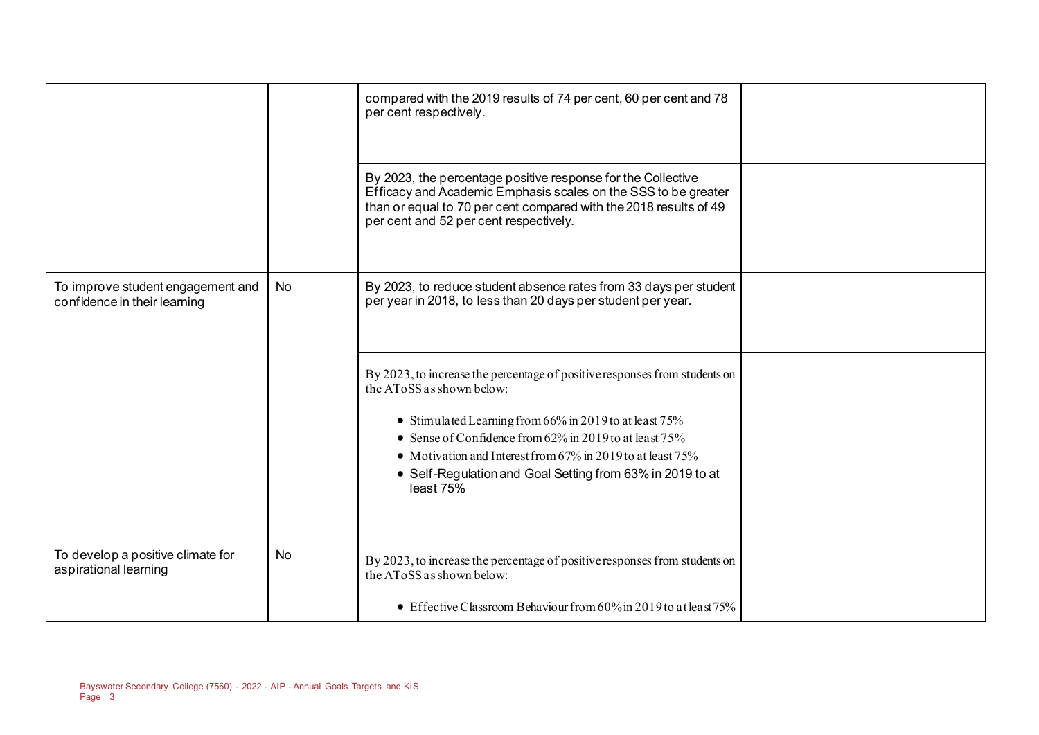| | | | |
|---|---|---|---|
| | | compared with the 2019 results of 74 per cent, 60 per cent and 78 per cent respectively. | |
| | | By 2023, the percentage positive response for the Collective Efficacy and Academic Emphasis scales on the SSS to be greater than or equal to 70 per cent compared with the 2018 results of 49 per cent and 52 per cent respectively. | |
| To improve student engagement and confidence in their learning | No | By 2023, to reduce student absence rates from 33 days per student per year in 2018, to less than 20 days per student per year. | |
| | | By 2023, to increase the percentage of positive responses from students on the AToSS as shown below:<br><br>• Stimulated Learning from 66% in 2019 to at least 75%<br>• Sense of Confidence from 62% in 2019 to at least 75%<br>• Motivation and Interest from 67% in 2019 to at least 75%<br>• Self-Regulation and Goal Setting from 63% in 2019 to at least 75% | |
| To develop a positive climate for aspirational learning | No | By 2023, to increase the percentage of positive responses from students on the AToSS as shown below:<br><br>• Effective Classroom Behaviour from 60% in 2019 to at least 75% | |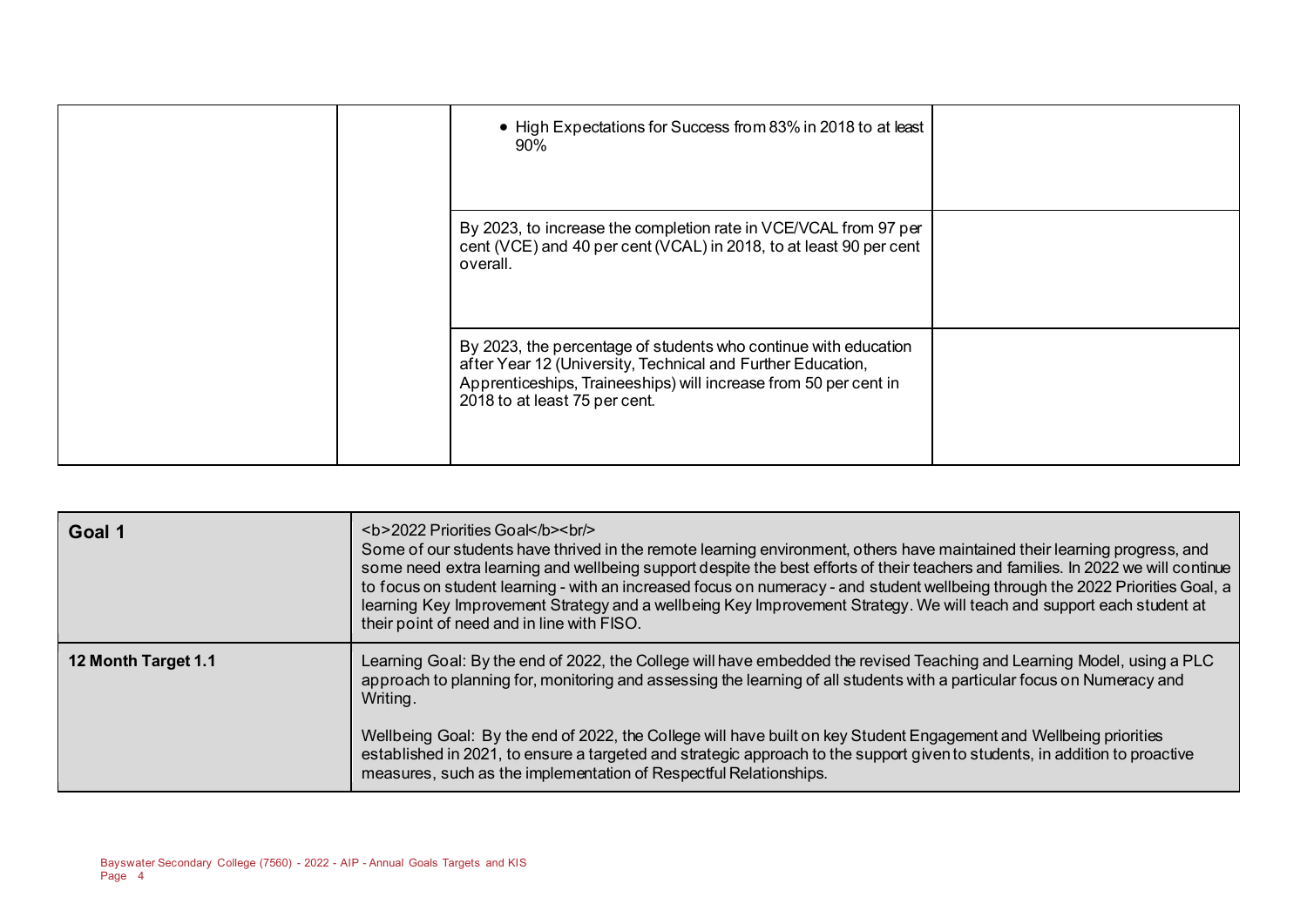| | | | |
|---|---|---|---|
| | | • High Expectations for Success from 83% in 2018 to at least 90% | |
| | | By 2023, to increase the completion rate in VCE/VCAL from 97 per cent (VCE) and 40 per cent (VCAL) in 2018, to at least 90 per cent overall. | |
| | | By 2023, the percentage of students who continue with education after Year 12 (University, Technical and Further Education, Apprenticeships, Traineeships) will increase from 50 per cent in 2018 to at least 75 per cent. | |

| | |
|---|---|
| **Goal 1** | <b>2022 Priorities Goal</b><br/> Some of our students have thrived in the remote learning environment, others have maintained their learning progress, and some need extra learning and wellbeing support despite the best efforts of their teachers and families. In 2022 we will continue to focus on student learning - with an increased focus on numeracy - and student wellbeing through the 2022 Priorities Goal, a learning Key Improvement Strategy and a wellbeing Key Improvement Strategy. We will teach and support each student at their point of need and in line with FISO. |
| **12 Month Target 1.1** | Learning Goal: By the end of 2022, the College will have embedded the revised Teaching and Learning Model, using a PLC approach to planning for, monitoring and assessing the learning of all students with a particular focus on Numeracy and Writing.<br><br>Wellbeing Goal: By the end of 2022, the College will have built on key Student Engagement and Wellbeing priorities established in 2021, to ensure a targeted and strategic approach to the support given to students, in addition to proactive measures, such as the implementation of Respectful Relationships. |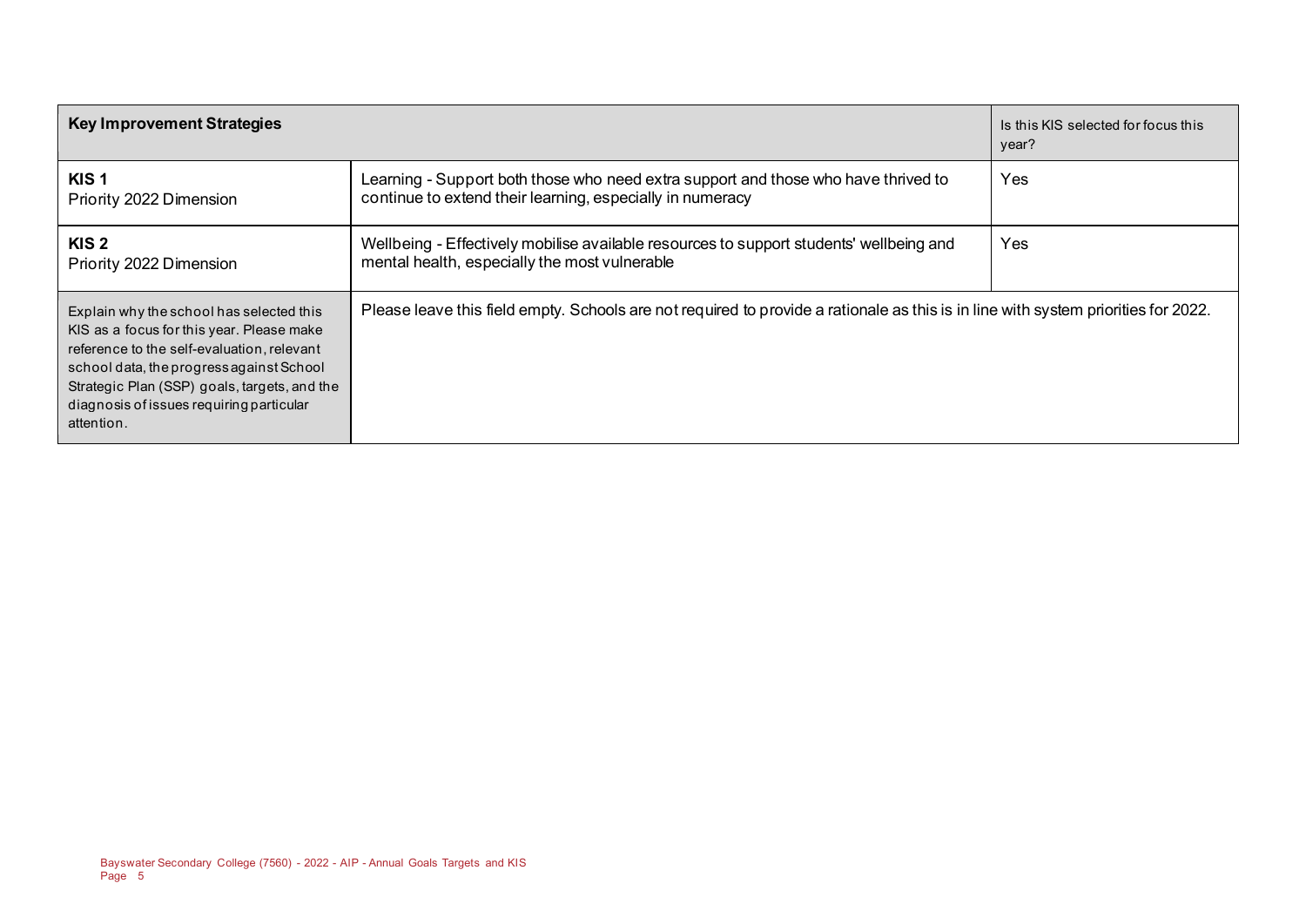| Key Improvement Strategies | | Is this KIS selected for focus this year? |
|---|---|---|
| **KIS 1**<br>Priority 2022 Dimension | Learning - Support both those who need extra support and those who have thrived to continue to extend their learning, especially in numeracy | Yes |
| **KIS 2**<br>Priority 2022 Dimension | Wellbeing - Effectively mobilise available resources to support students' wellbeing and mental health, especially the most vulnerable | Yes |
| Explain why the school has selected this KIS as a focus for this year. Please make reference to the self-evaluation, relevant school data, the progress against School Strategic Plan (SSP) goals, targets, and the diagnosis of issues requiring particular attention. | Please leave this field empty. Schools are not required to provide a rationale as this is in line with system priorities for 2022. | |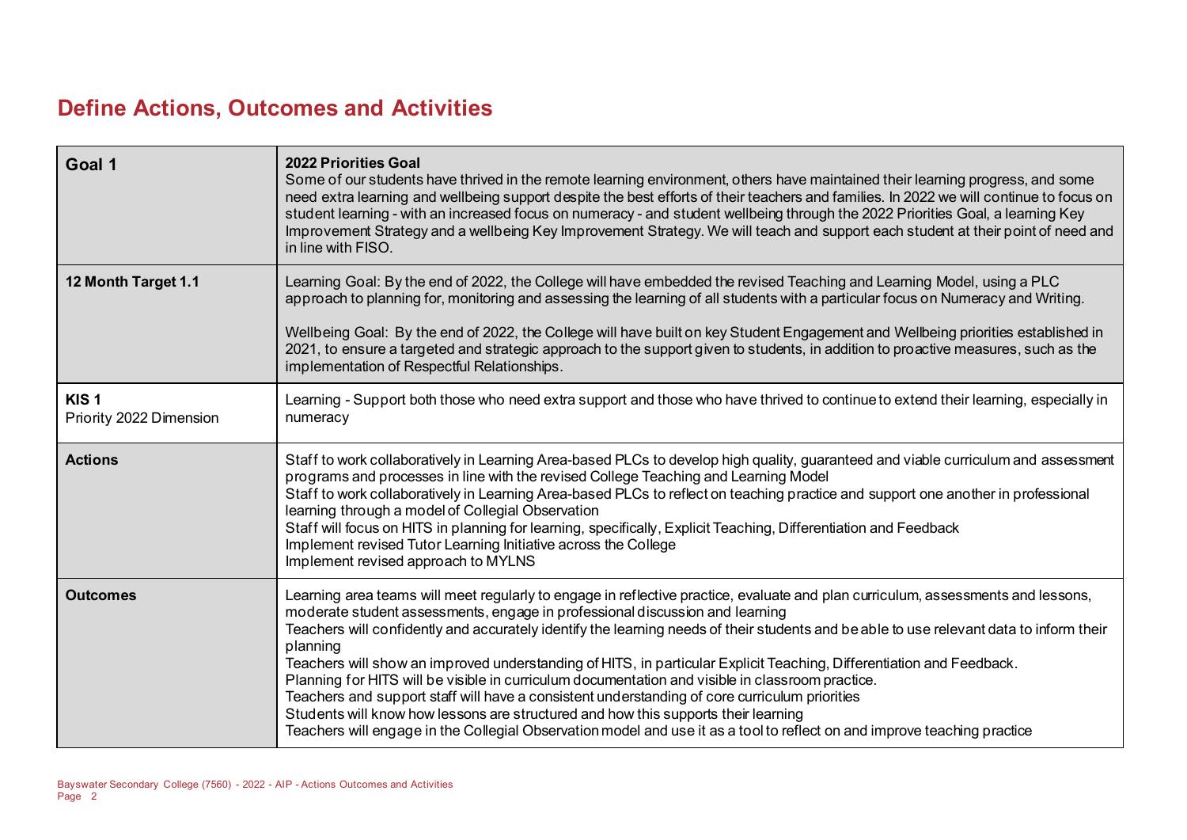# Define Actions, Outcomes and Activities

| Goal 1 | 2022 Priorities Goal<br>Some of our students have thrived in the remote learning environment, others have maintained their learning progress, and some need extra learning and wellbeing support despite the best efforts of their teachers and families. In 2022 we will continue to focus on student learning - with an increased focus on numeracy - and student wellbeing through the 2022 Priorities Goal, a learning Key Improvement Strategy and a wellbeing Key Improvement Strategy. We will teach and support each student at their point of need and in line with FISO. |
|---|---|
| **12 Month Target 1.1** | Learning Goal: By the end of 2022, the College will have embedded the revised Teaching and Learning Model, using a PLC approach to planning for, monitoring and assessing the learning of all students with a particular focus on Numeracy and Writing.<br><br>Wellbeing Goal: By the end of 2022, the College will have built on key Student Engagement and Wellbeing priorities established in 2021, to ensure a targeted and strategic approach to the support given to students, in addition to proactive measures, such as the implementation of Respectful Relationships. |
| **KIS 1**<br>Priority 2022 Dimension | Learning - Support both those who need extra support and those who have thrived to continue to extend their learning, especially in numeracy |
| **Actions** | Staff to work collaboratively in Learning Area-based PLCs to develop high quality, guaranteed and viable curriculum and assessment programs and processes in line with the revised College Teaching and Learning Model<br>Staff to work collaboratively in Learning Area-based PLCs to reflect on teaching practice and support one another in professional learning through a model of Collegial Observation<br>Staff will focus on HITS in planning for learning, specifically, Explicit Teaching, Differentiation and Feedback<br>Implement revised Tutor Learning Initiative across the College<br>Implement revised approach to MYLNS |
| **Outcomes** | Learning area teams will meet regularly to engage in reflective practice, evaluate and plan curriculum, assessments and lessons, moderate student assessments, engage in professional discussion and learning<br>Teachers will confidently and accurately identify the learning needs of their students and be able to use relevant data to inform their planning<br>Teachers will show an improved understanding of HITS, in particular Explicit Teaching, Differentiation and Feedback.<br>Planning for HITS will be visible in curriculum documentation and visible in classroom practice.<br>Teachers and support staff will have a consistent understanding of core curriculum priorities<br>Students will know how lessons are structured and how this supports their learning<br>Teachers will engage in the Collegial Observation model and use it as a tool to reflect on and improve teaching practice |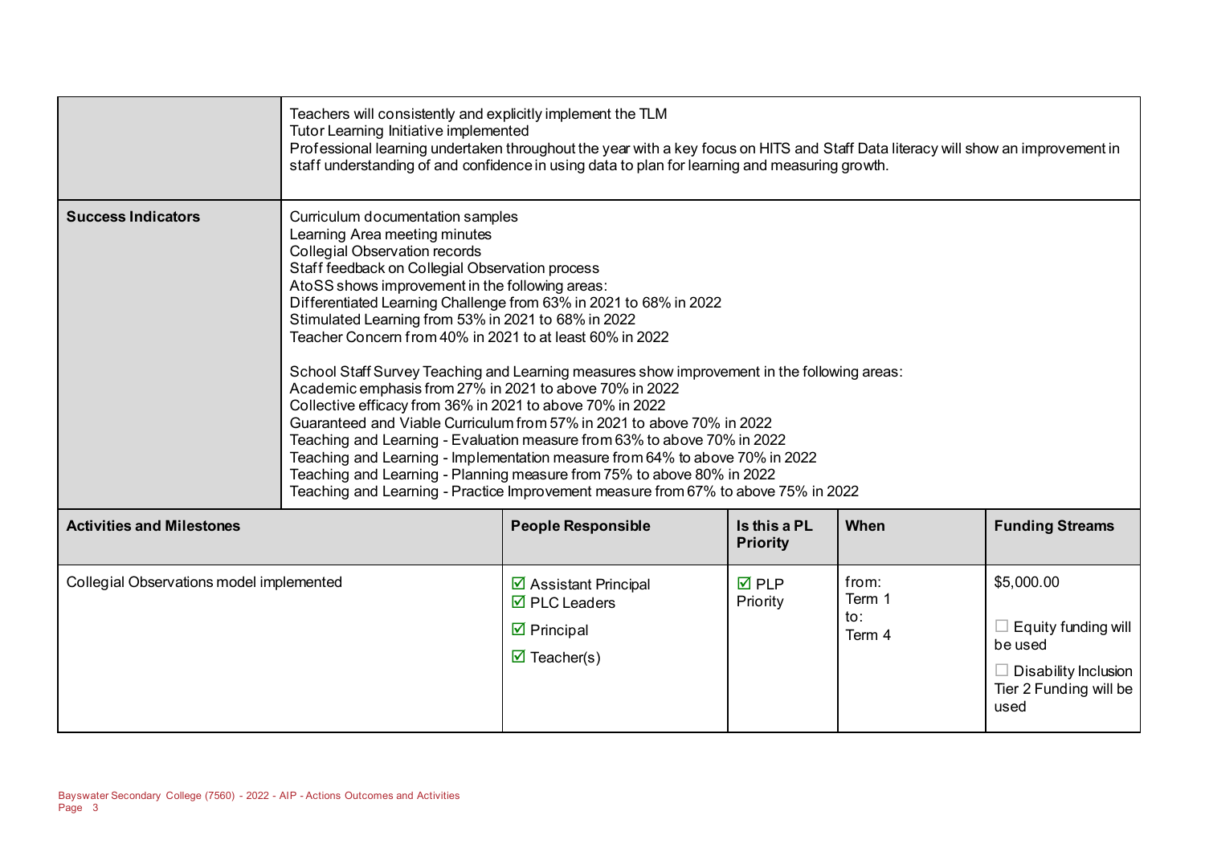| | |
|---|---|
| | Teachers will consistently and explicitly implement the TLM<br>Tutor Learning Initiative implemented<br>Professional learning undertaken throughout the year with a key focus on HITS and Staff Data literacy will show an improvement in staff understanding of and confidence in using data to plan for learning and measuring growth. |
| **Success Indicators** | Curriculum documentation samples<br>Learning Area meeting minutes<br>Collegial Observation records<br>Staff feedback on Collegial Observation process<br>AtoSS shows improvement in the following areas:<br>Differentiated Learning Challenge from 63% in 2021 to 68% in 2022<br>Stimulated Learning from 53% in 2021 to 68% in 2022<br>Teacher Concern from 40% in 2021 to at least 60% in 2022<br><br>School Staff Survey Teaching and Learning measures show improvement in the following areas:<br>Academic emphasis from 27% in 2021 to above 70% in 2022<br>Collective efficacy from 36% in 2021 to above 70% in 2022<br>Guaranteed and Viable Curriculum from 57% in 2021 to above 70% in 2022<br>Teaching and Learning - Evaluation measure from 63% to above 70% in 2022<br>Teaching and Learning - Implementation measure from 64% to above 70% in 2022<br>Teaching and Learning - Planning measure from 75% to above 80% in 2022<br>Teaching and Learning - Practice Improvement measure from 67% to above 75% in 2022 |

| **Activities and Milestones** | **People Responsible** | **Is this a PL Priority** | **When** | **Funding Streams** |
|---|---|---|---|---|
| Collegial Observations model implemented | ☑ Assistant Principal<br>☑ PLC Leaders<br>☑ Principal<br>☑ Teacher(s) | ☑ PLP Priority | from:<br>Term 1<br>to:<br>Term 4 | $5,000.00<br><br>☐ Equity funding will be used<br><br>☐ Disability Inclusion Tier 2 Funding will be used |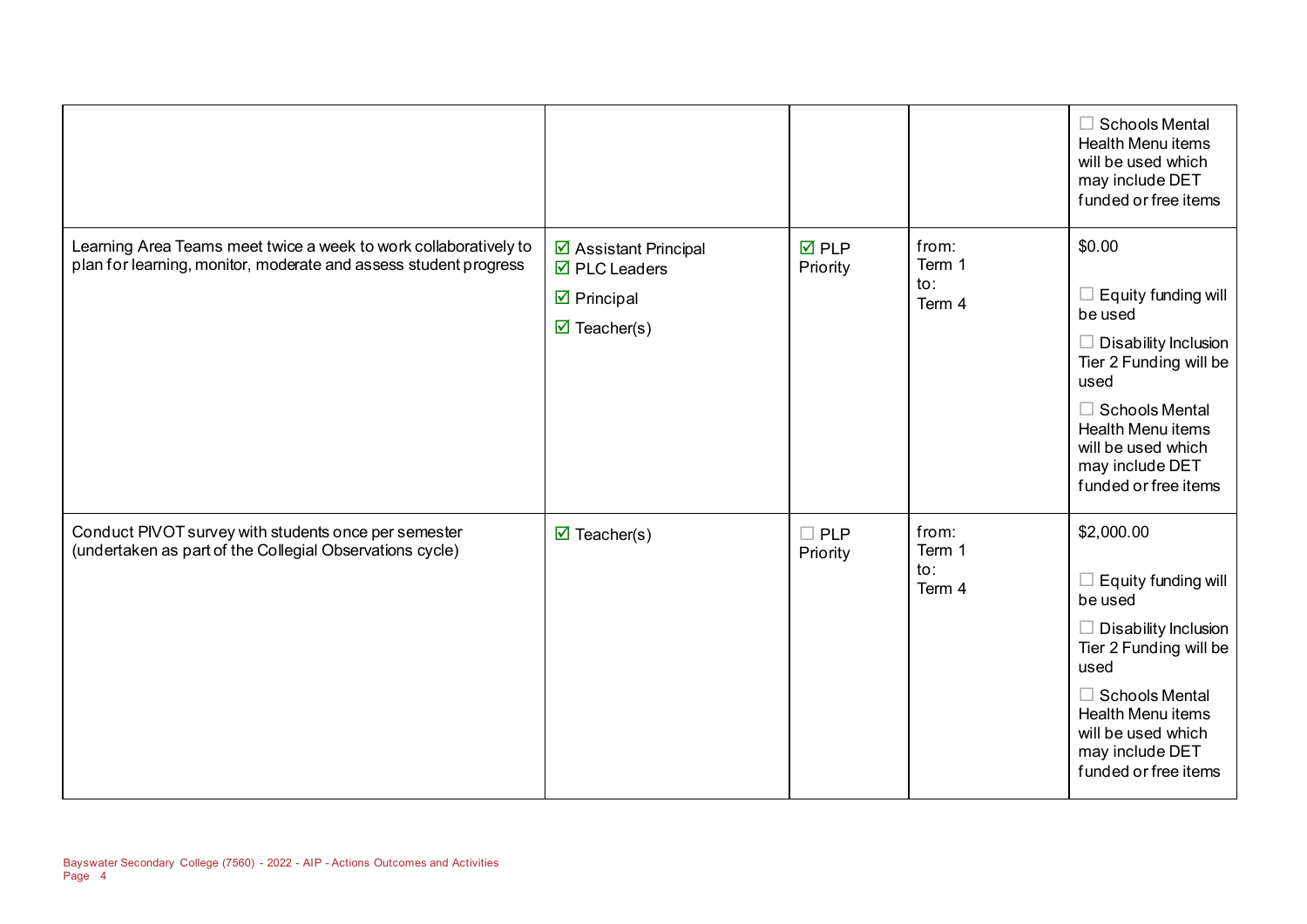| | | | | |
|---|---|---|---|---|
| | | | | ☐ Schools Mental Health Menu items will be used which may include DET funded or free items |
| Learning Area Teams meet twice a week to work collaboratively to plan for learning, monitor, moderate and assess student progress | ☑ Assistant Principal<br>☑ PLC Leaders<br>☑ Principal<br>☑ Teacher(s) | ☑ PLP Priority | from:<br>Term 1<br>to:<br>Term 4 | $0.00<br>☐ Equity funding will be used<br>☐ Disability Inclusion Tier 2 Funding will be used<br>☐ Schools Mental Health Menu items will be used which may include DET funded or free items |
| Conduct PIVOT survey with students once per semester (undertaken as part of the Collegial Observations cycle) | ☑ Teacher(s) | ☐ PLP Priority | from:<br>Term 1<br>to:<br>Term 4 | $2,000.00<br>☐ Equity funding will be used<br>☐ Disability Inclusion Tier 2 Funding will be used<br>☐ Schools Mental Health Menu items will be used which may include DET funded or free items |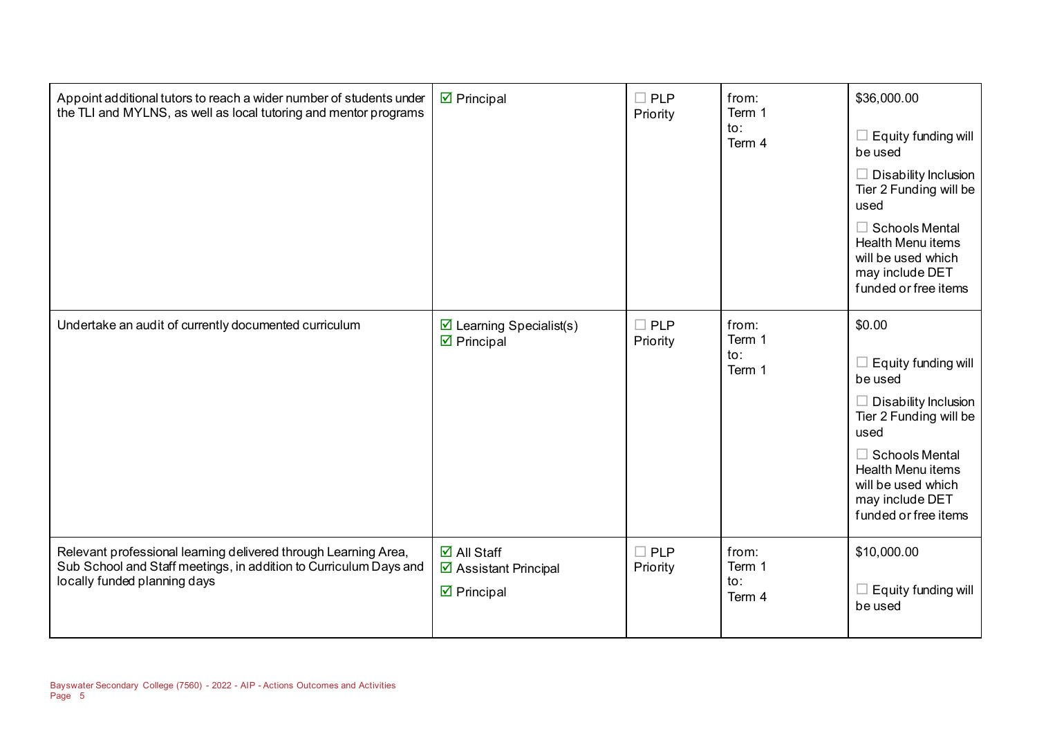| | | | | |
|---|---|---|---|---|
| Appoint additional tutors to reach a wider number of students under the TLI and MYLNS, as well as local tutoring and mentor programs | ☑ Principal | ☐ PLP Priority | from: Term 1 to: Term 4 | $36,000.00 ☐ Equity funding will be used ☐ Disability Inclusion Tier 2 Funding will be used ☐ Schools Mental Health Menu items will be used which may include DET funded or free items |
| Undertake an audit of currently documented curriculum | ☑ Learning Specialist(s) ☑ Principal | ☐ PLP Priority | from: Term 1 to: Term 1 | $0.00 ☐ Equity funding will be used ☐ Disability Inclusion Tier 2 Funding will be used ☐ Schools Mental Health Menu items will be used which may include DET funded or free items |
| Relevant professional learning delivered through Learning Area, Sub School and Staff meetings, in addition to Curriculum Days and locally funded planning days | ☑ All Staff ☑ Assistant Principal ☑ Principal | ☐ PLP Priority | from: Term 1 to: Term 4 | $10,000.00 ☐ Equity funding will be used |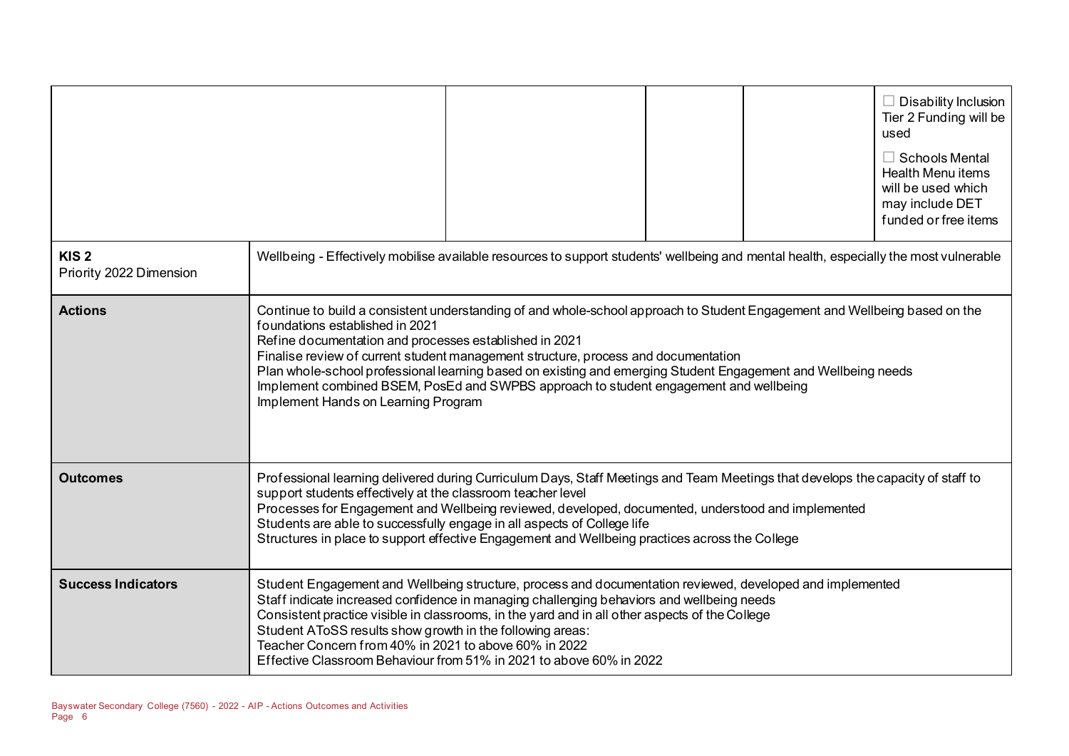| | | | | |
|---|---|---|---|---|
| | | | | ☐ Disability Inclusion Tier 2 Funding will be used<br>☐ Schools Mental Health Menu items will be used which may include DET funded or free items |

| | |
|---|---|
| **KIS 2**<br>Priority 2022 Dimension | Wellbeing - Effectively mobilise available resources to support students' wellbeing and mental health, especially the most vulnerable |
| **Actions** | Continue to build a consistent understanding of and whole-school approach to Student Engagement and Wellbeing based on the foundations established in 2021<br>Refine documentation and processes established in 2021<br>Finalise review of current student management structure, process and documentation<br>Plan whole-school professional learning based on existing and emerging Student Engagement and Wellbeing needs<br>Implement combined BSEM, PosEd and SWPBS approach to student engagement and wellbeing<br>Implement Hands on Learning Program |
| **Outcomes** | Professional learning delivered during Curriculum Days, Staff Meetings and Team Meetings that develops the capacity of staff to support students effectively at the classroom teacher level<br>Processes for Engagement and Wellbeing reviewed, developed, documented, understood and implemented<br>Students are able to successfully engage in all aspects of College life<br>Structures in place to support effective Engagement and Wellbeing practices across the College |
| **Success Indicators** | Student Engagement and Wellbeing structure, process and documentation reviewed, developed and implemented<br>Staff indicate increased confidence in managing challenging behaviors and wellbeing needs<br>Consistent practice visible in classrooms, in the yard and in all other aspects of the College<br>Student AToSS results show growth in the following areas:<br>Teacher Concern from 40% in 2021 to above 60% in 2022<br>Effective Classroom Behaviour from 51% in 2021 to above 60% in 2022 |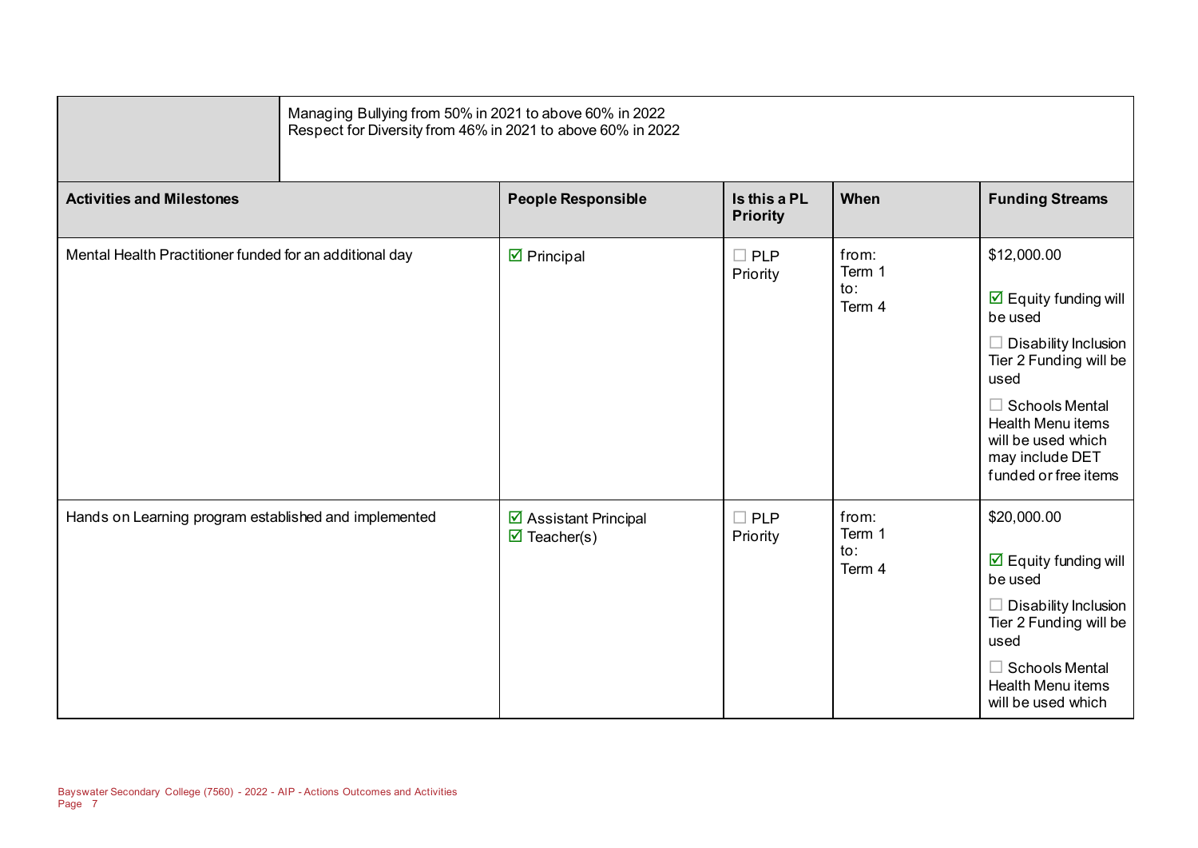| | Managing Bullying from 50% in 2021 to above 60% in 2022<br>Respect for Diversity from 46% in 2021 to above 60% in 2022 | | | |
|---|---|---|---|---|
| **Activities and Milestones** | **People Responsible** | **Is this a PL Priority** | **When** | **Funding Streams** |
| Mental Health Practitioner funded for an additional day | ☑ Principal | ☐ PLP Priority | from:<br>Term 1<br>to:<br>Term 4 | $12,000.00<br><br>☑ Equity funding will be used<br><br>☐ Disability Inclusion Tier 2 Funding will be used<br><br>☐ Schools Mental Health Menu items will be used which may include DET funded or free items |
| Hands on Learning program established and implemented | ☑ Assistant Principal<br>☑ Teacher(s) | ☐ PLP Priority | from:<br>Term 1<br>to:<br>Term 4 | $20,000.00<br><br>☑ Equity funding will be used<br><br>☐ Disability Inclusion Tier 2 Funding will be used<br><br>☐ Schools Mental Health Menu items will be used which |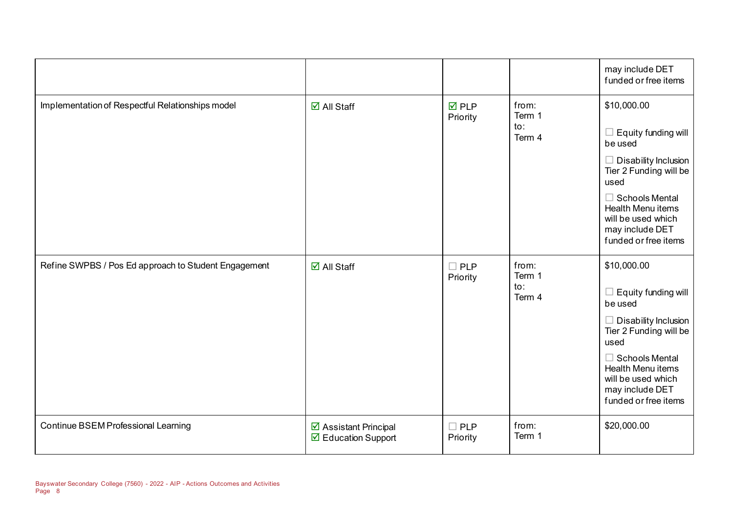| | | | | |
|---|---|---|---|---|
| | | | | may include DET funded or free items |
| Implementation of Respectful Relationships model | ☑ All Staff | ☑ PLP Priority | from: Term 1 to: Term 4 | $10,000.00 ☐ Equity funding will be used ☐ Disability Inclusion Tier 2 Funding will be used ☐ Schools Mental Health Menu items will be used which may include DET funded or free items |
| Refine SWPBS / Pos Ed approach to Student Engagement | ☑ All Staff | ☐ PLP Priority | from: Term 1 to: Term 4 | $10,000.00 ☐ Equity funding will be used ☐ Disability Inclusion Tier 2 Funding will be used ☐ Schools Mental Health Menu items will be used which may include DET funded or free items |
| Continue BSEM Professional Learning | ☑ Assistant Principal ☑ Education Support | ☐ PLP Priority | from: Term 1 | $20,000.00 |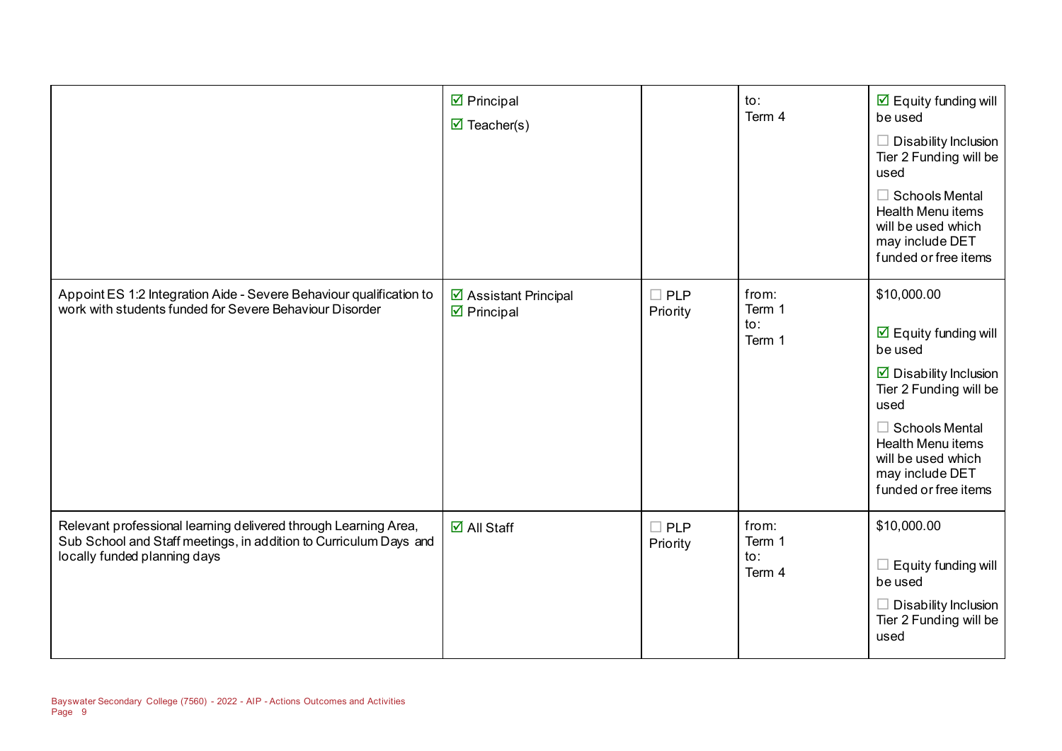| | | | | |
|---|---|---|---|---|
| | ☑ Principal<br>☑ Teacher(s) | | to:<br>Term 4 | ☑ Equity funding will be used<br>☐ Disability Inclusion Tier 2 Funding will be used<br>☐ Schools Mental Health Menu items will be used which may include DET funded or free items |
| Appoint ES 1:2 Integration Aide - Severe Behaviour qualification to work with students funded for Severe Behaviour Disorder | ☑ Assistant Principal<br>☑ Principal | ☐ PLP Priority | from:<br>Term 1<br>to:<br>Term 1 | $10,000.00<br>☑ Equity funding will be used<br>☑ Disability Inclusion Tier 2 Funding will be used<br>☐ Schools Mental Health Menu items will be used which may include DET funded or free items |
| Relevant professional learning delivered through Learning Area, Sub School and Staff meetings, in addition to Curriculum Days and locally funded planning days | ☑ All Staff | ☐ PLP Priority | from:<br>Term 1<br>to:<br>Term 4 | $10,000.00<br>☐ Equity funding will be used<br>☐ Disability Inclusion Tier 2 Funding will be used |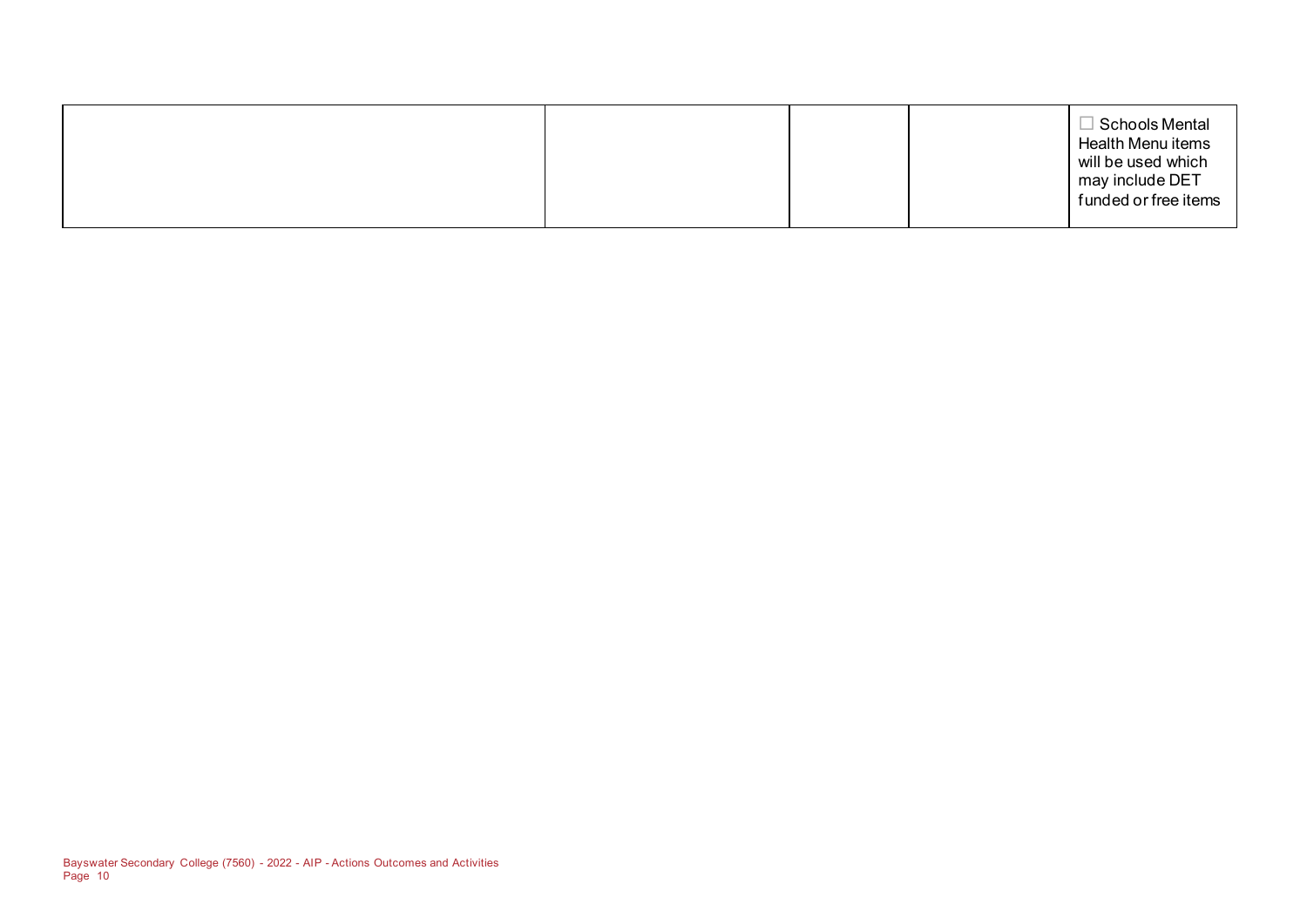| | | | | |
|---|---|---|---|---|
| | | | | ☐ Schools Mental Health Menu items will be used which may include DET funded or free items |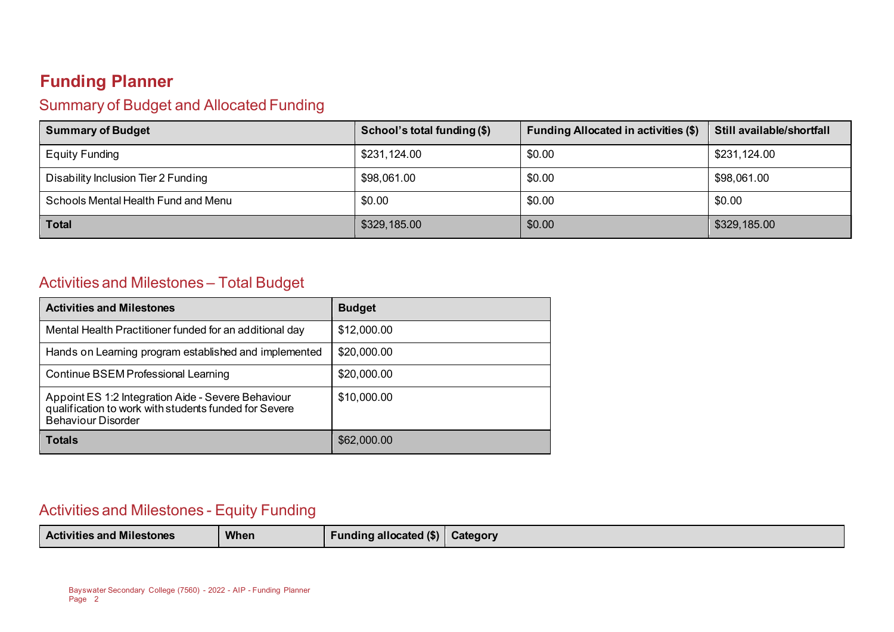# Funding Planner

## Summary of Budget and Allocated Funding

| Summary of Budget | School's total funding ($) | Funding Allocated in activities ($) | Still available/shortfall |
|---|---|---|---|
| Equity Funding | $231,124.00 | $0.00 | $231,124.00 |
| Disability Inclusion Tier 2 Funding | $98,061.00 | $0.00 | $98,061.00 |
| Schools Mental Health Fund and Menu | $0.00 | $0.00 | $0.00 |
| **Total** | $329,185.00 | $0.00 | $329,185.00 |

## Activities and Milestones – Total Budget

| Activities and Milestones | Budget |
|---|---|
| Mental Health Practitioner funded for an additional day | $12,000.00 |
| Hands on Learning program established and implemented | $20,000.00 |
| Continue BSEM Professional Learning | $20,000.00 |
| Appoint ES 1:2 Integration Aide - Severe Behaviour qualification to work with students funded for Severe Behaviour Disorder | $10,000.00 |
| **Totals** | $62,000.00 |

## Activities and Milestones - Equity Funding

| Activities and Milestones | When | Funding allocated ($) | Category |
|---|---|---|---|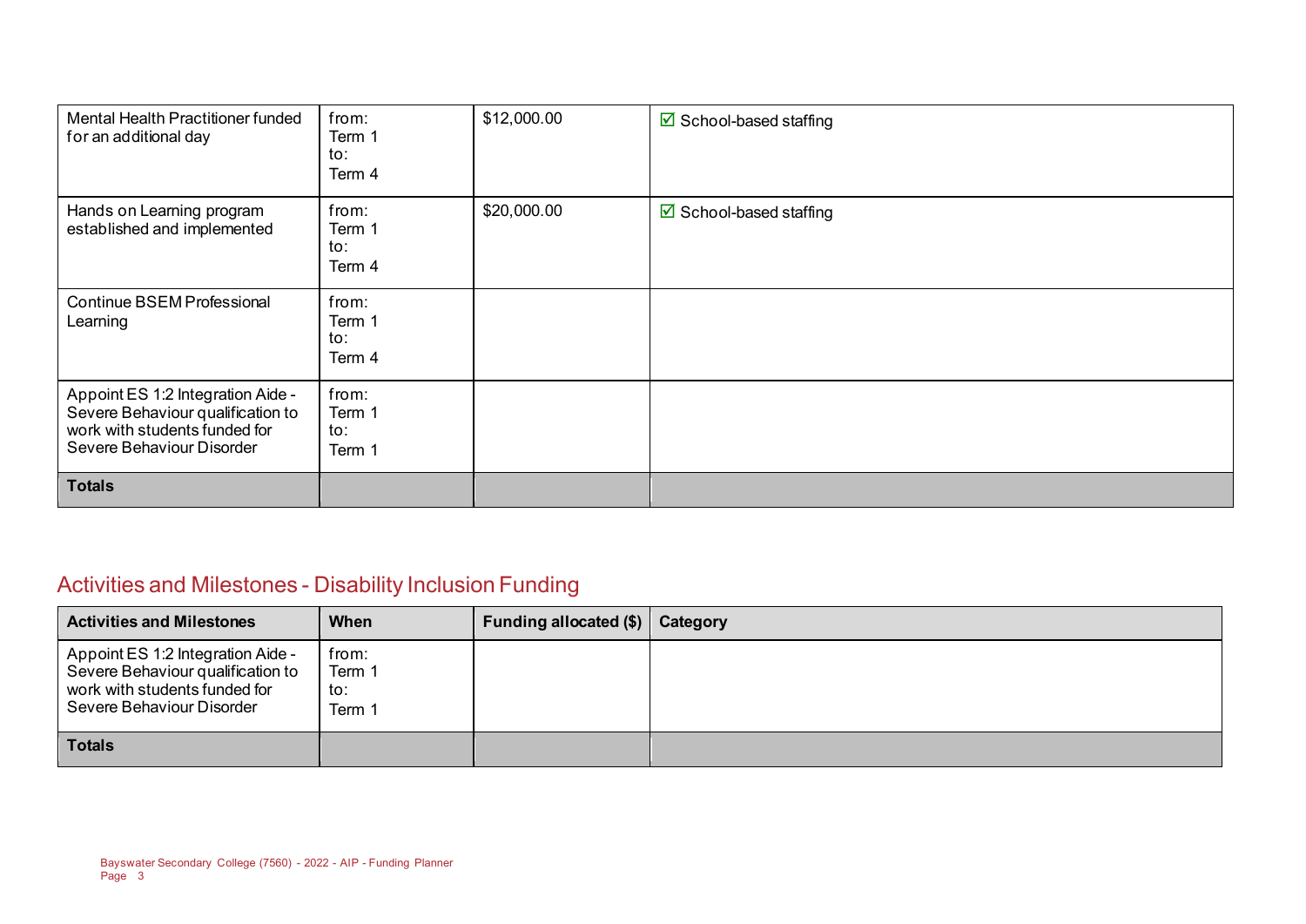| Activities and Milestones | When | Funding allocated ($) | Category |
|---|---|---|---|
| Mental Health Practitioner funded for an additional day | from: Term 1 to: Term 4 | $12,000.00 | ☑ School-based staffing |
| Hands on Learning program established and implemented | from: Term 1 to: Term 4 | $20,000.00 | ☑ School-based staffing |
| Continue BSEM Professional Learning | from: Term 1 to: Term 4 | | |
| Appoint ES 1:2 Integration Aide - Severe Behaviour qualification to work with students funded for Severe Behaviour Disorder | from: Term 1 to: Term 1 | | |
| **Totals** | | | |

## Activities and Milestones - Disability Inclusion Funding

| Activities and Milestones | When | Funding allocated ($) | Category |
|---|---|---|---|
| Appoint ES 1:2 Integration Aide - Severe Behaviour qualification to work with students funded for Severe Behaviour Disorder | from: Term 1 to: Term 1 | | |
| **Totals** | | | |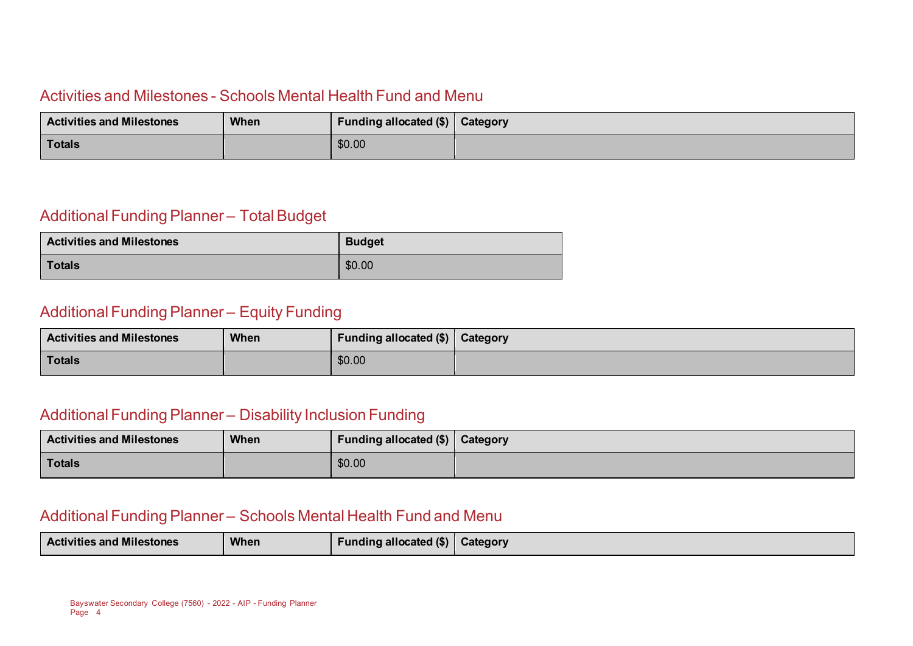## Activities and Milestones - Schools Mental Health Fund and Menu

| Activities and Milestones | When | Funding allocated ($) | Category |
|---|---|---|---|
| **Totals** | | $0.00 | |

## Additional Funding Planner – Total Budget

| Activities and Milestones | Budget |
|---|---|
| **Totals** | $0.00 |

## Additional Funding Planner – Equity Funding

| Activities and Milestones | When | Funding allocated ($) | Category |
|---|---|---|---|
| **Totals** | | $0.00 | |

## Additional Funding Planner – Disability Inclusion Funding

| Activities and Milestones | When | Funding allocated ($) | Category |
|---|---|---|---|
| **Totals** | | $0.00 | |

## Additional Funding Planner – Schools Mental Health Fund and Menu

| Activities and Milestones | When | Funding allocated ($) | Category |
|---|---|---|---|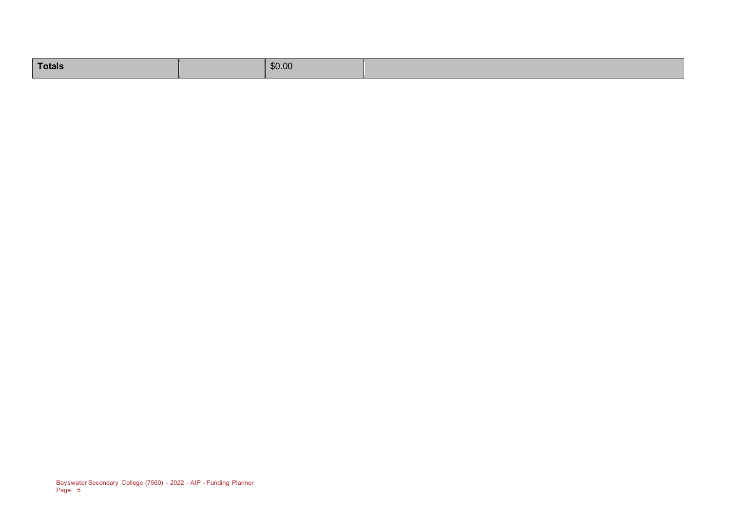| Totals | | $0.00 | |
|---|---|---|---|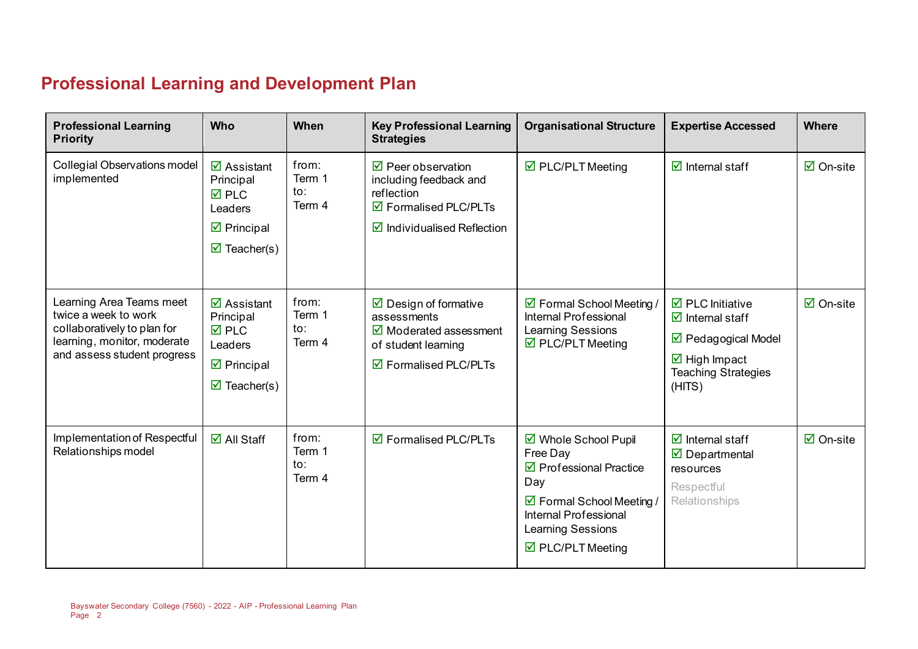## Professional Learning and Development Plan

| Professional Learning Priority | Who | When | Key Professional Learning Strategies | Organisational Structure | Expertise Accessed | Where |
|---|---|---|---|---|---|---|
| Collegial Observations model implemented | ☑ Assistant Principal<br>☑ PLC Leaders<br>☑ Principal<br>☑ Teacher(s) | from: Term 1<br>to: Term 4 | ☑ Peer observation including feedback and reflection<br>☑ Formalised PLC/PLTs<br>☑ Individualised Reflection | ☑ PLC/PLT Meeting | ☑ Internal staff | ☑ On-site |
| Learning Area Teams meet twice a week to work collaboratively to plan for learning, monitor, moderate and assess student progress | ☑ Assistant Principal<br>☑ PLC Leaders<br>☑ Principal<br>☑ Teacher(s) | from: Term 1<br>to: Term 4 | ☑ Design of formative assessments<br>☑ Moderated assessment of student learning<br>☑ Formalised PLC/PLTs | ☑ Formal School Meeting / Internal Professional Learning Sessions<br>☑ PLC/PLT Meeting | ☑ PLC Initiative<br>☑ Internal staff<br>☑ Pedagogical Model<br>☑ High Impact Teaching Strategies (HITS) | ☑ On-site |
| Implementation of Respectful Relationships model | ☑ All Staff | from: Term 1<br>to: Term 4 | ☑ Formalised PLC/PLTs | ☑ Whole School Pupil Free Day<br>☑ Professional Practice Day<br>☑ Formal School Meeting / Internal Professional Learning Sessions<br>☑ PLC/PLT Meeting | ☑ Internal staff<br>☑ Departmental resources<br>Respectful Relationships | ☑ On-site |